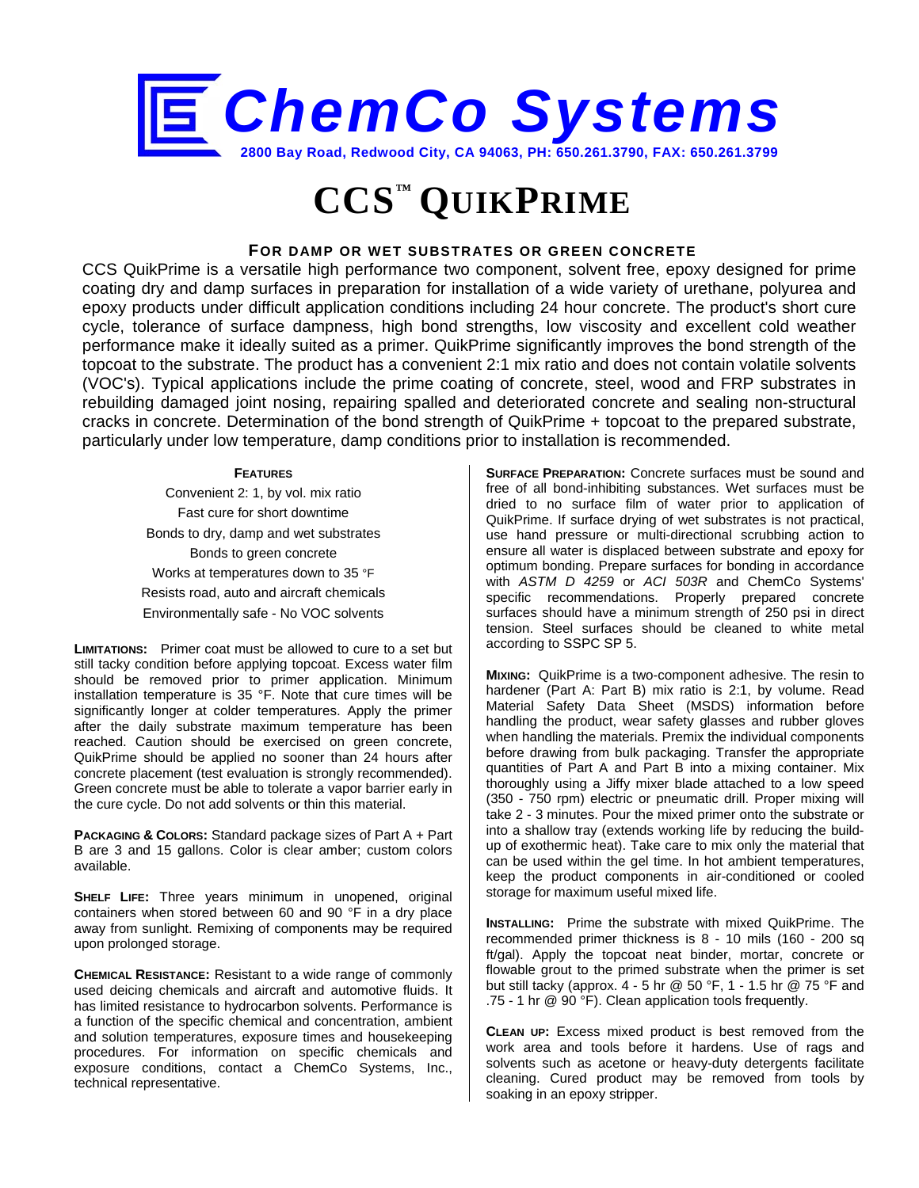# ChemCo Systems

**2800 Bay Road, Redwood City, CA 94063, PH: 650.261.3790, FAX: 650.261.3799**

# CCS™ QUIKPRIME

### FOR DAMP OR WET SUBSTRATES OR GREEN CONCRETE

CCS QuikPrime is a versatile high performance two component, solvent free, epoxy designed for prime coating dry and damp surfaces in preparation for installation of a wide variety of urethane, polyurea and epoxy products under difficult application conditions including 24 hour concrete. The product's short cure cycle, tolerance of surface dampness, high bond strengths, low viscosity and excellent cold weather performance make it ideally suited as a primer. QuikPrime significantly improves the bond strength of the topcoat to the substrate. The product has a convenient 2:1 mix ratio and does not contain volatile solvents (VOC's). Typical applications include the prime coating of concrete, steel, wood and FRP substrates in rebuilding damaged joint nosing, repairing spalled and deteriorated concrete and sealing non-structural cracks in concrete. Determination of the bond strength of QuikPrime + topcoat to the prepared substrate, particularly under low temperature, damp conditions prior to installation is recommended.

**FEATURES**

- Convenient 2: 1, by vol. mix ratio
- Fast cure for short downtime
- Bonds to dry, damp and wet substrates
- Bonds to green concrete
- Works at temperatures down to 35 °F
- Resists road, auto and aircraft chemicals
- Environmentally safe - No VOC solvents

**LIMITATIONS:** Primer coat must be allowed to cure to a set but still tacky condition before applying topcoat. Excess water film should be removed prior to primer application. Minimum installation temperature is 35 °F. Note that cure times will be significantly longer at colder temperatures. Apply the primer after the daily substrate maximum temperature has been reached. Caution should be exercised on green concrete, QuikPrime should be applied no sooner than 24 hours after concrete placement (test evaluation is strongly recommended). Green concrete must be able to tolerate a vapor barrier early in the cure cycle. Do not add solvents or thin this material.

**PACKAGING & COLORS:** Standard package sizes of Part A + Part B are 3 and 15 gallons. Color is clear amber; custom colors available.

**SHELF LIFE:** Three years minimum in unopened, original containers when stored between 60 and 90 °F in a dry place away from sunlight. Remixing of components may be required upon prolonged storage.

**CHEMICAL RESISTANCE:** Resistant to a wide range of commonly used deicing chemicals and aircraft and automotive fluids. It has limited resistance to hydrocarbon solvents. Performance is a function of the specific chemical and concentration, ambient and solution temperatures, exposure times and housekeeping procedures. For information on specific chemicals and exposure conditions, contact a ChemCo Systems, Inc., technical representative.

**SURFACE PREPARATION:** Concrete surfaces must be sound and free of all bond-inhibiting substances. Wet surfaces must be dried to no surface film of water prior to application of QuikPrime. If surface drying of wet substrates is not practical, use hand pressure or multi-directional scrubbing action to ensure all water is displaced between substrate and epoxy for optimum bonding. Prepare surfaces for bonding in accordance with *ASTM D 4259* or *ACI 503R* and ChemCo Systems' specific recommendations. Properly prepared concrete surfaces should have a minimum strength of 250 psi in direct tension. Steel surfaces should be cleaned to white metal according to SSPC SP 5.

**MIXING:** QuikPrime is a two-component adhesive. The resin to hardener (Part A: Part B) mix ratio is 2:1, by volume. Read Material Safety Data Sheet (MSDS) information before handling the product, wear safety glasses and rubber gloves when handling the materials. Premix the individual components before drawing from bulk packaging. Transfer the appropriate quantities of Part A and Part B into a mixing container. Mix thoroughly using a Jiffy mixer blade attached to a low speed (350 - 750 rpm) electric or pneumatic drill. Proper mixing will take 2 - 3 minutes. Pour the mixed primer onto the substrate or into a shallow tray (extends working life by reducing the build-up of exothermic heat). Take care to mix only the material that can be used within the gel time. In hot ambient temperatures, keep the product components in air-conditioned or cooled storage for maximum useful mixed life.

**INSTALLING:** Prime the substrate with mixed QuikPrime. The recommended primer thickness is 8 - 10 mils (160 - 200 sq ft/gal). Apply the topcoat neat binder, mortar, concrete or flowable grout to the primed substrate when the primer is set but still tacky (approx. 4 - 5 hr @ 50 °F, 1 - 1.5 hr @ 75 °F and .75 - 1 hr @ 90 °F). Clean application tools frequently.

**CLEAN UP:** Excess mixed product is best removed from the work area and tools before it hardens. Use of rags and solvents such as acetone or heavy-duty detergents facilitate cleaning. Cured product may be removed from tools by soaking in an epoxy stripper.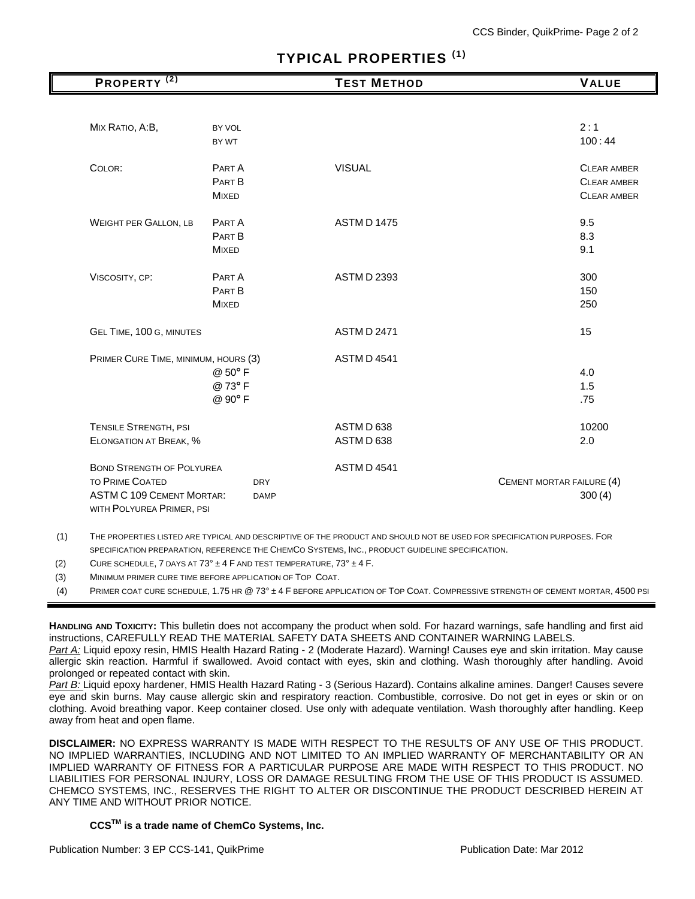# TYPICAL PROPERTIES (1)

| PROPERTY (2) | | TEST METHOD | VALUE |
|---|---|---|---|
| MIX RATIO, A:B, | BY VOL | | 2 : 1 |
| | BY WT | | 100 : 44 |
| COLOR: | PART A | VISUAL | CLEAR AMBER |
| | PART B | | CLEAR AMBER |
| | MIXED | | CLEAR AMBER |
| WEIGHT PER GALLON, LB | PART A | ASTM D 1475 | 9.5 |
| | PART B | | 8.3 |
| | MIXED | | 9.1 |
| VISCOSITY, CP: | PART A | ASTM D 2393 | 300 |
| | PART B | | 150 |
| | MIXED | | 250 |
| GEL TIME, 100 G, MINUTES | | ASTM D 2471 | 15 |
| PRIMER CURE TIME, MINIMUM, HOURS (3) | | ASTM D 4541 | |
| | @ 50° F | | 4.0 |
| | @ 73° F | | 1.5 |
| | @ 90° F | | .75 |
| TENSILE STRENGTH, PSI | | ASTM D 638 | 10200 |
| ELONGATION AT BREAK, % | | ASTM D 638 | 2.0 |
| BOND STRENGTH OF POLYUREA TO PRIME COATED ASTM C 109 CEMENT MORTAR: WITH POLYUREA PRIMER, PSI | DRY | ASTM D 4541 | CEMENT MORTAR FAILURE (4) |
| | DAMP | | 300 (4) |

(1) THE PROPERTIES LISTED ARE TYPICAL AND DESCRIPTIVE OF THE PRODUCT AND SHOULD NOT BE USED FOR SPECIFICATION PURPOSES. FOR SPECIFICATION PREPARATION, REFERENCE THE CHEMCO SYSTEMS, INC., PRODUCT GUIDELINE SPECIFICATION.

(2) CURE SCHEDULE, 7 DAYS AT 73° ± 4 F AND TEST TEMPERATURE, 73° ± 4 F.

(3) MINIMUM PRIMER CURE TIME BEFORE APPLICATION OF TOP COAT.

(4) PRIMER COAT CURE SCHEDULE, 1.75 HR @ 73° ± 4 F BEFORE APPLICATION OF TOP COAT. COMPRESSIVE STRENGTH OF CEMENT MORTAR, 4500 PSI

**HANDLING AND TOXICITY:** This bulletin does not accompany the product when sold. For hazard warnings, safe handling and first aid instructions, CAREFULLY READ THE MATERIAL SAFETY DATA SHEETS AND CONTAINER WARNING LABELS.

*Part A:* Liquid epoxy resin, HMIS Health Hazard Rating - 2 (Moderate Hazard). Warning! Causes eye and skin irritation. May cause allergic skin reaction. Harmful if swallowed. Avoid contact with eyes, skin and clothing. Wash thoroughly after handling. Avoid prolonged or repeated contact with skin.

*Part B:* Liquid epoxy hardener, HMIS Health Hazard Rating - 3 (Serious Hazard). Contains alkaline amines. Danger! Causes severe eye and skin burns. May cause allergic skin and respiratory reaction. Combustible, corrosive. Do not get in eyes or skin or on clothing. Avoid breathing vapor. Keep container closed. Use only with adequate ventilation. Wash thoroughly after handling. Keep away from heat and open flame.

**DISCLAIMER:** NO EXPRESS WARRANTY IS MADE WITH RESPECT TO THE RESULTS OF ANY USE OF THIS PRODUCT. NO IMPLIED WARRANTIES, INCLUDING AND NOT LIMITED TO AN IMPLIED WARRANTY OF MERCHANTABILITY OR AN IMPLIED WARRANTY OF FITNESS FOR A PARTICULAR PURPOSE ARE MADE WITH RESPECT TO THIS PRODUCT. NO LIABILITIES FOR PERSONAL INJURY, LOSS OR DAMAGE RESULTING FROM THE USE OF THIS PRODUCT IS ASSUMED. CHEMCO SYSTEMS, INC., RESERVES THE RIGHT TO ALTER OR DISCONTINUE THE PRODUCT DESCRIBED HEREIN AT ANY TIME AND WITHOUT PRIOR NOTICE.

**CCS™ is a trade name of ChemCo Systems, Inc.**

Publication Number: 3 EP CCS-141, QuikPrime

Publication Date: Mar 2012